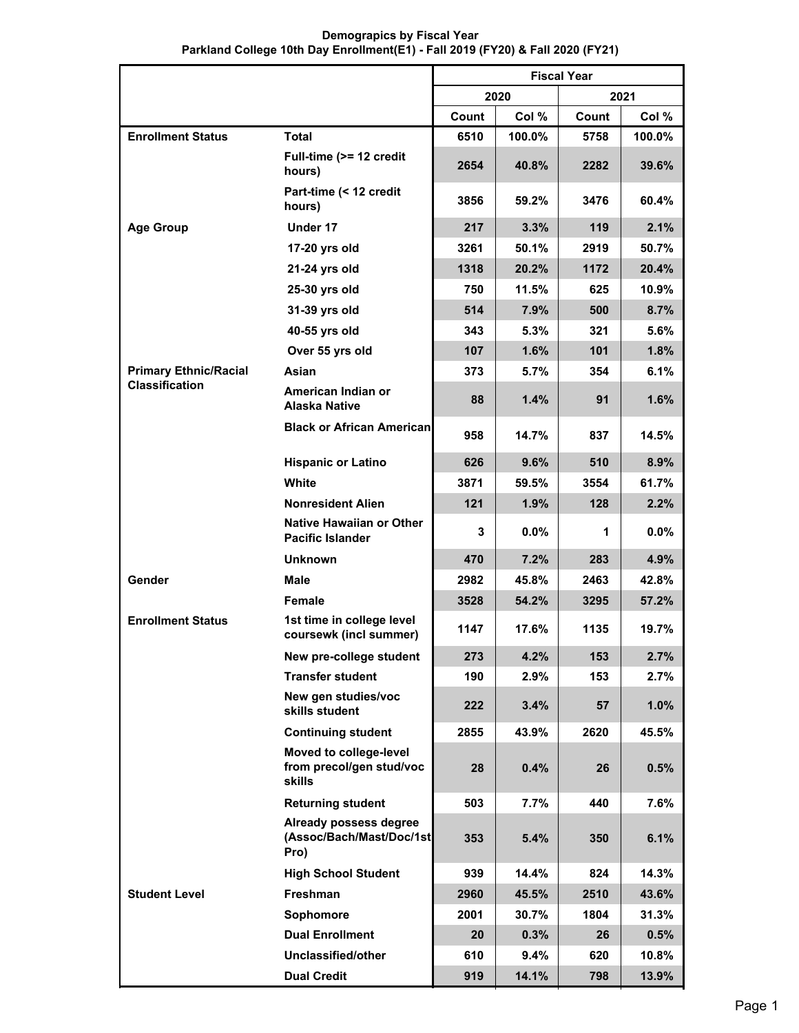**Demograpics by Fiscal Year**
**Parkland College 10th Day Enrollment(E1) - Fall 2019 (FY20) & Fall 2020 (FY21)**

| | | Fiscal Year | | | |
|---|---|---|---|---|---|
| | | 2020 | | 2021 | |
| | | Count | Col % | Count | Col % |
| Enrollment Status | Total | 6510 | 100.0% | 5758 | 100.0% |
| | Full-time (>= 12 credit hours) | 2654 | 40.8% | 2282 | 39.6% |
| | Part-time (< 12 credit hours) | 3856 | 59.2% | 3476 | 60.4% |
| Age Group | Under 17 | 217 | 3.3% | 119 | 2.1% |
| | 17-20 yrs old | 3261 | 50.1% | 2919 | 50.7% |
| | 21-24 yrs old | 1318 | 20.2% | 1172 | 20.4% |
| | 25-30 yrs old | 750 | 11.5% | 625 | 10.9% |
| | 31-39 yrs old | 514 | 7.9% | 500 | 8.7% |
| | 40-55 yrs old | 343 | 5.3% | 321 | 5.6% |
| | Over 55 yrs old | 107 | 1.6% | 101 | 1.8% |
| Primary Ethnic/Racial Classification | Asian | 373 | 5.7% | 354 | 6.1% |
| | American Indian or Alaska Native | 88 | 1.4% | 91 | 1.6% |
| | Black or African American | 958 | 14.7% | 837 | 14.5% |
| | Hispanic or Latino | 626 | 9.6% | 510 | 8.9% |
| | White | 3871 | 59.5% | 3554 | 61.7% |
| | Nonresident Alien | 121 | 1.9% | 128 | 2.2% |
| | Native Hawaiian or Other Pacific Islander | 3 | 0.0% | 1 | 0.0% |
| | Unknown | 470 | 7.2% | 283 | 4.9% |
| Gender | Male | 2982 | 45.8% | 2463 | 42.8% |
| | Female | 3528 | 54.2% | 3295 | 57.2% |
| Enrollment Status | 1st time in college level coursewk (incl summer) | 1147 | 17.6% | 1135 | 19.7% |
| | New pre-college student | 273 | 4.2% | 153 | 2.7% |
| | Transfer student | 190 | 2.9% | 153 | 2.7% |
| | New gen studies/voc skills student | 222 | 3.4% | 57 | 1.0% |
| | Continuing student | 2855 | 43.9% | 2620 | 45.5% |
| | Moved to college-level from precol/gen stud/voc skills | 28 | 0.4% | 26 | 0.5% |
| | Returning student | 503 | 7.7% | 440 | 7.6% |
| | Already possess degree (Assoc/Bach/Mast/Doc/1st Pro) | 353 | 5.4% | 350 | 6.1% |
| | High School Student | 939 | 14.4% | 824 | 14.3% |
| Student Level | Freshman | 2960 | 45.5% | 2510 | 43.6% |
| | Sophomore | 2001 | 30.7% | 1804 | 31.3% |
| | Dual Enrollment | 20 | 0.3% | 26 | 0.5% |
| | Unclassified/other | 610 | 9.4% | 620 | 10.8% |
| | Dual Credit | 919 | 14.1% | 798 | 13.9% |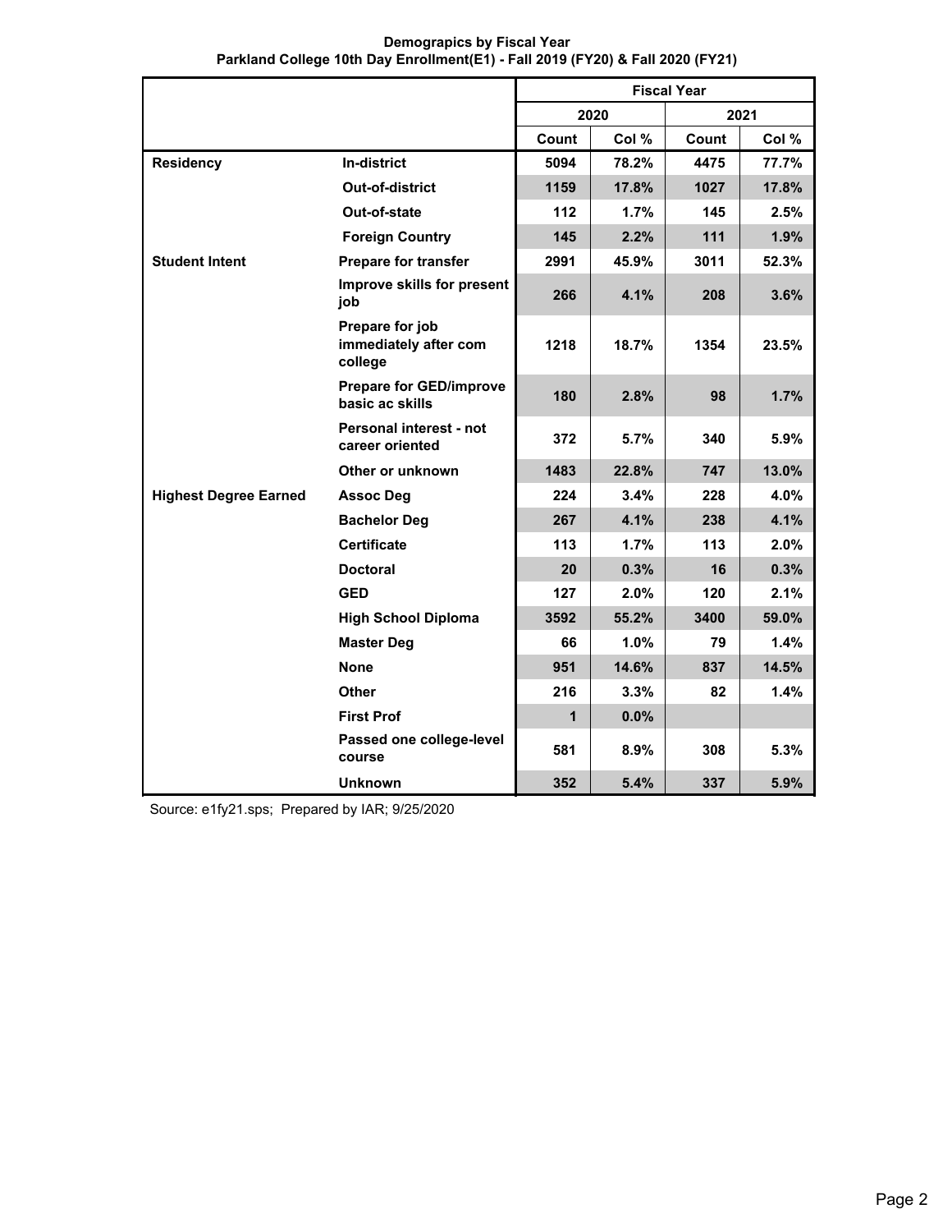**Demograpics by Fiscal Year**
**Parkland College 10th Day Enrollment(E1) - Fall 2019 (FY20) & Fall 2020 (FY21)**

| | | Fiscal Year | | | |
|---|---|---|---|---|---|
| | | 2020 | | 2021 | |
| | | Count | Col % | Count | Col % |
| **Residency** | **In-district** | 5094 | 78.2% | 4475 | 77.7% |
| | **Out-of-district** | 1159 | 17.8% | 1027 | 17.8% |
| | **Out-of-state** | 112 | 1.7% | 145 | 2.5% |
| | **Foreign Country** | 145 | 2.2% | 111 | 1.9% |
| **Student Intent** | **Prepare for transfer** | 2991 | 45.9% | 3011 | 52.3% |
| | **Improve skills for present job** | 266 | 4.1% | 208 | 3.6% |
| | **Prepare for job immediately after com college** | 1218 | 18.7% | 1354 | 23.5% |
| | **Prepare for GED/improve basic ac skills** | 180 | 2.8% | 98 | 1.7% |
| | **Personal interest - not career oriented** | 372 | 5.7% | 340 | 5.9% |
| | **Other or unknown** | 1483 | 22.8% | 747 | 13.0% |
| **Highest Degree Earned** | **Assoc Deg** | 224 | 3.4% | 228 | 4.0% |
| | **Bachelor Deg** | 267 | 4.1% | 238 | 4.1% |
| | **Certificate** | 113 | 1.7% | 113 | 2.0% |
| | **Doctoral** | 20 | 0.3% | 16 | 0.3% |
| | **GED** | 127 | 2.0% | 120 | 2.1% |
| | **High School Diploma** | 3592 | 55.2% | 3400 | 59.0% |
| | **Master Deg** | 66 | 1.0% | 79 | 1.4% |
| | **None** | 951 | 14.6% | 837 | 14.5% |
| | **Other** | 216 | 3.3% | 82 | 1.4% |
| | **First Prof** | 1 | 0.0% | | |
| | **Passed one college-level course** | 581 | 8.9% | 308 | 5.3% |
| | **Unknown** | 352 | 5.4% | 337 | 5.9% |

Source: e1fy21.sps; Prepared by IAR; 9/25/2020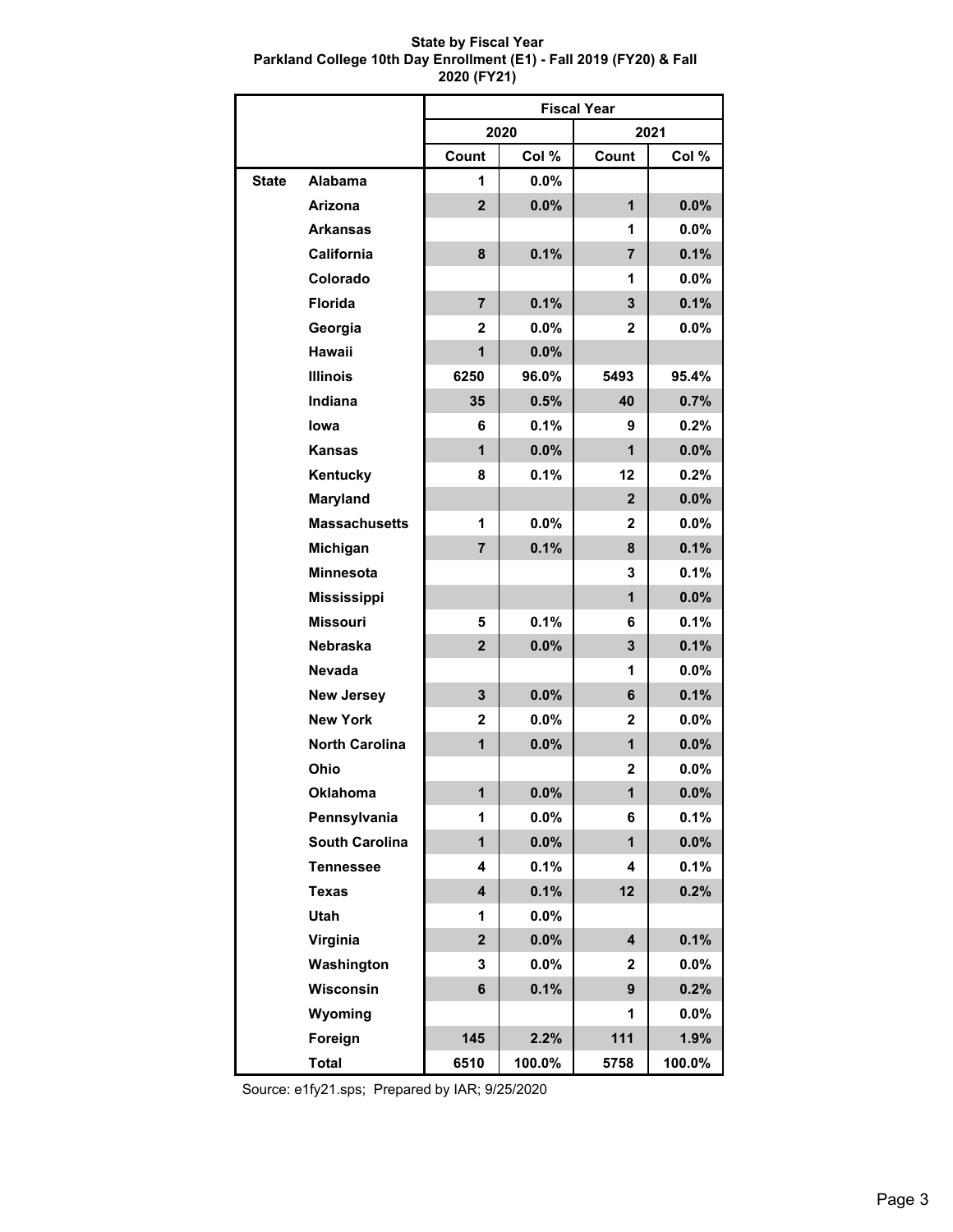**State by Fiscal Year**
**Parkland College 10th Day Enrollment (E1) - Fall 2019 (FY20) & Fall 2020 (FY21)**

| | | Fiscal Year | | | |
|---|---|---|---|---|---|
| | | 2020 | | 2021 | |
| | | Count | Col % | Count | Col % |
| State | Alabama | 1 | 0.0% | | |
| | Arizona | 2 | 0.0% | 1 | 0.0% |
| | Arkansas | | | 1 | 0.0% |
| | California | 8 | 0.1% | 7 | 0.1% |
| | Colorado | | | 1 | 0.0% |
| | Florida | 7 | 0.1% | 3 | 0.1% |
| | Georgia | 2 | 0.0% | 2 | 0.0% |
| | Hawaii | 1 | 0.0% | | |
| | Illinois | 6250 | 96.0% | 5493 | 95.4% |
| | Indiana | 35 | 0.5% | 40 | 0.7% |
| | Iowa | 6 | 0.1% | 9 | 0.2% |
| | Kansas | 1 | 0.0% | 1 | 0.0% |
| | Kentucky | 8 | 0.1% | 12 | 0.2% |
| | Maryland | | | 2 | 0.0% |
| | Massachusetts | 1 | 0.0% | 2 | 0.0% |
| | Michigan | 7 | 0.1% | 8 | 0.1% |
| | Minnesota | | | 3 | 0.1% |
| | Mississippi | | | 1 | 0.0% |
| | Missouri | 5 | 0.1% | 6 | 0.1% |
| | Nebraska | 2 | 0.0% | 3 | 0.1% |
| | Nevada | | | 1 | 0.0% |
| | New Jersey | 3 | 0.0% | 6 | 0.1% |
| | New York | 2 | 0.0% | 2 | 0.0% |
| | North Carolina | 1 | 0.0% | 1 | 0.0% |
| | Ohio | | | 2 | 0.0% |
| | Oklahoma | 1 | 0.0% | 1 | 0.0% |
| | Pennsylvania | 1 | 0.0% | 6 | 0.1% |
| | South Carolina | 1 | 0.0% | 1 | 0.0% |
| | Tennessee | 4 | 0.1% | 4 | 0.1% |
| | Texas | 4 | 0.1% | 12 | 0.2% |
| | Utah | 1 | 0.0% | | |
| | Virginia | 2 | 0.0% | 4 | 0.1% |
| | Washington | 3 | 0.0% | 2 | 0.0% |
| | Wisconsin | 6 | 0.1% | 9 | 0.2% |
| | Wyoming | | | 1 | 0.0% |
| | Foreign | 145 | 2.2% | 111 | 1.9% |
| | Total | 6510 | 100.0% | 5758 | 100.0% |

Source: e1fy21.sps; Prepared by IAR; 9/25/2020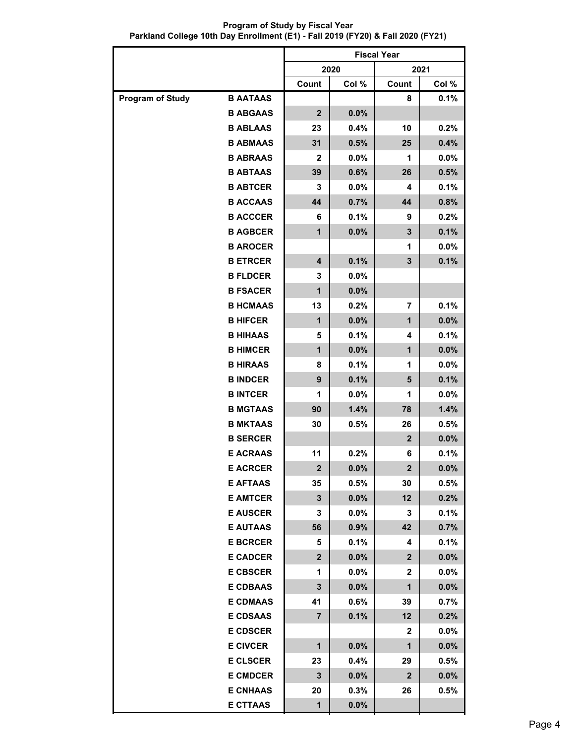**Program of Study by Fiscal Year**
**Parkland College 10th Day Enrollment (E1) - Fall 2019 (FY20) & Fall 2020 (FY21)**

| | | Fiscal Year | | | |
|---|---|---|---|---|---|
| | | 2020 | | 2021 | |
| | | Count | Col % | Count | Col % |
| Program of Study | B AATAAS | | | 8 | 0.1% |
| | B ABGAAS | 2 | 0.0% | | |
| | B ABLAAS | 23 | 0.4% | 10 | 0.2% |
| | B ABMAAS | 31 | 0.5% | 25 | 0.4% |
| | B ABRAAS | 2 | 0.0% | 1 | 0.0% |
| | B ABTAAS | 39 | 0.6% | 26 | 0.5% |
| | B ABTCER | 3 | 0.0% | 4 | 0.1% |
| | B ACCAAS | 44 | 0.7% | 44 | 0.8% |
| | B ACCCER | 6 | 0.1% | 9 | 0.2% |
| | B AGBCER | 1 | 0.0% | 3 | 0.1% |
| | B AROCER | | | 1 | 0.0% |
| | B ETRCER | 4 | 0.1% | 3 | 0.1% |
| | B FLDCER | 3 | 0.0% | | |
| | B FSACER | 1 | 0.0% | | |
| | B HCMAAS | 13 | 0.2% | 7 | 0.1% |
| | B HIFCER | 1 | 0.0% | 1 | 0.0% |
| | B HIHAAS | 5 | 0.1% | 4 | 0.1% |
| | B HIMCER | 1 | 0.0% | 1 | 0.0% |
| | B HIRAAS | 8 | 0.1% | 1 | 0.0% |
| | B INDCER | 9 | 0.1% | 5 | 0.1% |
| | B INTCER | 1 | 0.0% | 1 | 0.0% |
| | B MGTAAS | 90 | 1.4% | 78 | 1.4% |
| | B MKTAAS | 30 | 0.5% | 26 | 0.5% |
| | B SERCER | | | 2 | 0.0% |
| | E ACRAAS | 11 | 0.2% | 6 | 0.1% |
| | E ACRCER | 2 | 0.0% | 2 | 0.0% |
| | E AFTAAS | 35 | 0.5% | 30 | 0.5% |
| | E AMTCER | 3 | 0.0% | 12 | 0.2% |
| | E AUSCER | 3 | 0.0% | 3 | 0.1% |
| | E AUTAAS | 56 | 0.9% | 42 | 0.7% |
| | E BCRCER | 5 | 0.1% | 4 | 0.1% |
| | E CADCER | 2 | 0.0% | 2 | 0.0% |
| | E CBSCER | 1 | 0.0% | 2 | 0.0% |
| | E CDBAAS | 3 | 0.0% | 1 | 0.0% |
| | E CDMAAS | 41 | 0.6% | 39 | 0.7% |
| | E CDSAAS | 7 | 0.1% | 12 | 0.2% |
| | E CDSCER | | | 2 | 0.0% |
| | E CIVCER | 1 | 0.0% | 1 | 0.0% |
| | E CLSCER | 23 | 0.4% | 29 | 0.5% |
| | E CMDCER | 3 | 0.0% | 2 | 0.0% |
| | E CNHAAS | 20 | 0.3% | 26 | 0.5% |
| | E CTTAAS | 1 | 0.0% | | |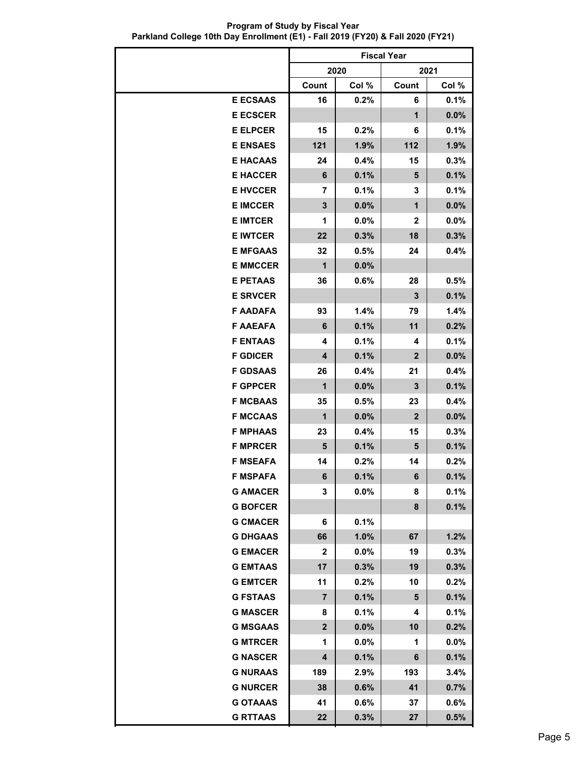**Program of Study by Fiscal Year**
**Parkland College 10th Day Enrollment (E1) - Fall 2019 (FY20) & Fall 2020 (FY21)**

| | Fiscal Year | | | |
|---|---|---|---|---|
| | 2020 | | 2021 | |
| | Count | Col % | Count | Col % |
| E ECSAAS | 16 | 0.2% | 6 | 0.1% |
| E ECSCER | | | 1 | 0.0% |
| E ELPCER | 15 | 0.2% | 6 | 0.1% |
| E ENSAES | 121 | 1.9% | 112 | 1.9% |
| E HACAAS | 24 | 0.4% | 15 | 0.3% |
| E HACCER | 6 | 0.1% | 5 | 0.1% |
| E HVCCER | 7 | 0.1% | 3 | 0.1% |
| E IMCCER | 3 | 0.0% | 1 | 0.0% |
| E IMTCER | 1 | 0.0% | 2 | 0.0% |
| E IWTCER | 22 | 0.3% | 18 | 0.3% |
| E MFGAAS | 32 | 0.5% | 24 | 0.4% |
| E MMCCER | 1 | 0.0% | | |
| E PETAAS | 36 | 0.6% | 28 | 0.5% |
| E SRVCER | | | 3 | 0.1% |
| F AADAFA | 93 | 1.4% | 79 | 1.4% |
| F AAEAFA | 6 | 0.1% | 11 | 0.2% |
| F ENTAAS | 4 | 0.1% | 4 | 0.1% |
| F GDICER | 4 | 0.1% | 2 | 0.0% |
| F GDSAAS | 26 | 0.4% | 21 | 0.4% |
| F GPPCER | 1 | 0.0% | 3 | 0.1% |
| F MCBAAS | 35 | 0.5% | 23 | 0.4% |
| F MCCAAS | 1 | 0.0% | 2 | 0.0% |
| F MPHAAS | 23 | 0.4% | 15 | 0.3% |
| F MPRCER | 5 | 0.1% | 5 | 0.1% |
| F MSEAFA | 14 | 0.2% | 14 | 0.2% |
| F MSPAFA | 6 | 0.1% | 6 | 0.1% |
| G AMACER | 3 | 0.0% | 8 | 0.1% |
| G BOFCER | | | 8 | 0.1% |
| G CMACER | 6 | 0.1% | | |
| G DHGAAS | 66 | 1.0% | 67 | 1.2% |
| G EMACER | 2 | 0.0% | 19 | 0.3% |
| G EMTAAS | 17 | 0.3% | 19 | 0.3% |
| G EMTCER | 11 | 0.2% | 10 | 0.2% |
| G FSTAAS | 7 | 0.1% | 5 | 0.1% |
| G MASCER | 8 | 0.1% | 4 | 0.1% |
| G MSGAAS | 2 | 0.0% | 10 | 0.2% |
| G MTRCER | 1 | 0.0% | 1 | 0.0% |
| G NASCER | 4 | 0.1% | 6 | 0.1% |
| G NURAAS | 189 | 2.9% | 193 | 3.4% |
| G NURCER | 38 | 0.6% | 41 | 0.7% |
| G OTAAAS | 41 | 0.6% | 37 | 0.6% |
| G RTTAAS | 22 | 0.3% | 27 | 0.5% |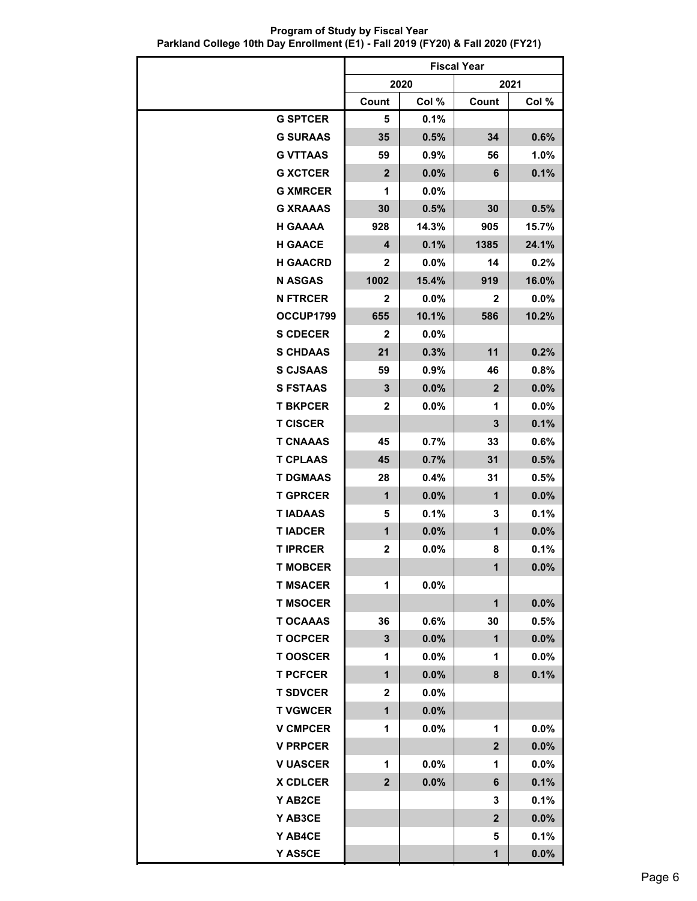**Program of Study by Fiscal Year**
**Parkland College 10th Day Enrollment (E1) - Fall 2019 (FY20) & Fall 2020 (FY21)**

| | Fiscal Year | | | |
|---|---|---|---|---|
| | 2020 | | 2021 | |
| | Count | Col % | Count | Col % |
| G SPTCER | 5 | 0.1% | | |
| G SURAAS | 35 | 0.5% | 34 | 0.6% |
| G VTTAAS | 59 | 0.9% | 56 | 1.0% |
| G XCTCER | 2 | 0.0% | 6 | 0.1% |
| G XMRCER | 1 | 0.0% | | |
| G XRAAAS | 30 | 0.5% | 30 | 0.5% |
| H GAAAA | 928 | 14.3% | 905 | 15.7% |
| H GAACE | 4 | 0.1% | 1385 | 24.1% |
| H GAACRD | 2 | 0.0% | 14 | 0.2% |
| N ASGAS | 1002 | 15.4% | 919 | 16.0% |
| N FTRCER | 2 | 0.0% | 2 | 0.0% |
| OCCUP1799 | 655 | 10.1% | 586 | 10.2% |
| S CDECER | 2 | 0.0% | | |
| S CHDAAS | 21 | 0.3% | 11 | 0.2% |
| S CJSAAS | 59 | 0.9% | 46 | 0.8% |
| S FSTAAS | 3 | 0.0% | 2 | 0.0% |
| T BKPCER | 2 | 0.0% | 1 | 0.0% |
| T CISCER | | | 3 | 0.1% |
| T CNAAAS | 45 | 0.7% | 33 | 0.6% |
| T CPLAAS | 45 | 0.7% | 31 | 0.5% |
| T DGMAAS | 28 | 0.4% | 31 | 0.5% |
| T GPRCER | 1 | 0.0% | 1 | 0.0% |
| T IADAAS | 5 | 0.1% | 3 | 0.1% |
| T IADCER | 1 | 0.0% | 1 | 0.0% |
| T IPRCER | 2 | 0.0% | 8 | 0.1% |
| T MOBCER | | | 1 | 0.0% |
| T MSACER | 1 | 0.0% | | |
| T MSOCER | | | 1 | 0.0% |
| T OCAAAS | 36 | 0.6% | 30 | 0.5% |
| T OCPCER | 3 | 0.0% | 1 | 0.0% |
| T OOSCER | 1 | 0.0% | 1 | 0.0% |
| T PCFCER | 1 | 0.0% | 8 | 0.1% |
| T SDVCER | 2 | 0.0% | | |
| T VGWCER | 1 | 0.0% | | |
| V CMPCER | 1 | 0.0% | 1 | 0.0% |
| V PRPCER | | | 2 | 0.0% |
| V UASCER | 1 | 0.0% | 1 | 0.0% |
| X CDLCER | 2 | 0.0% | 6 | 0.1% |
| Y AB2CE | | | 3 | 0.1% |
| Y AB3CE | | | 2 | 0.0% |
| Y AB4CE | | | 5 | 0.1% |
| Y AS5CE | | | 1 | 0.0% |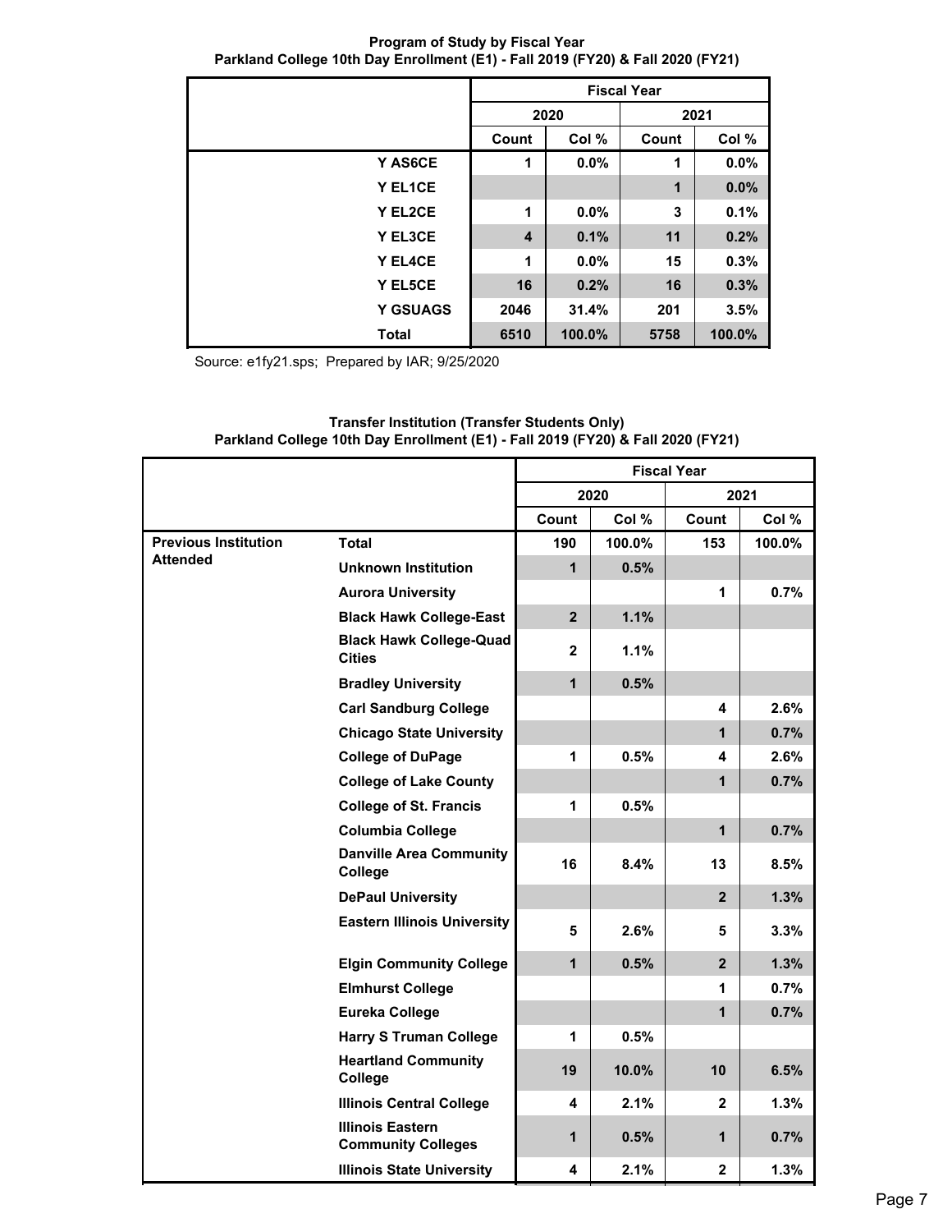**Program of Study by Fiscal Year**
**Parkland College 10th Day Enrollment (E1) - Fall 2019 (FY20) & Fall 2020 (FY21)**

| | Fiscal Year | | | |
|---|---|---|---|---|
| | 2020 | | 2021 | |
| | Count | Col % | Count | Col % |
| Y AS6CE | 1 | 0.0% | 1 | 0.0% |
| Y EL1CE | | | 1 | 0.0% |
| Y EL2CE | 1 | 0.0% | 3 | 0.1% |
| Y EL3CE | 4 | 0.1% | 11 | 0.2% |
| Y EL4CE | 1 | 0.0% | 15 | 0.3% |
| Y EL5CE | 16 | 0.2% | 16 | 0.3% |
| Y GSUAGS | 2046 | 31.4% | 201 | 3.5% |
| Total | 6510 | 100.0% | 5758 | 100.0% |

Source: e1fy21.sps; Prepared by IAR; 9/25/2020

**Transfer Institution (Transfer Students Only)**
**Parkland College 10th Day Enrollment (E1) - Fall 2019 (FY20) & Fall 2020 (FY21)**

| | | Fiscal Year | | | |
|---|---|---|---|---|---|
| | | 2020 | | 2021 | |
| | | Count | Col % | Count | Col % |
| Previous Institution Attended | Total | 190 | 100.0% | 153 | 100.0% |
| | Unknown Institution | 1 | 0.5% | | |
| | Aurora University | | | 1 | 0.7% |
| | Black Hawk College-East | 2 | 1.1% | | |
| | Black Hawk College-Quad Cities | 2 | 1.1% | | |
| | Bradley University | 1 | 0.5% | | |
| | Carl Sandburg College | | | 4 | 2.6% |
| | Chicago State University | | | 1 | 0.7% |
| | College of DuPage | 1 | 0.5% | 4 | 2.6% |
| | College of Lake County | | | 1 | 0.7% |
| | College of St. Francis | 1 | 0.5% | | |
| | Columbia College | | | 1 | 0.7% |
| | Danville Area Community College | 16 | 8.4% | 13 | 8.5% |
| | DePaul University | | | 2 | 1.3% |
| | Eastern Illinois University | 5 | 2.6% | 5 | 3.3% |
| | Elgin Community College | 1 | 0.5% | 2 | 1.3% |
| | Elmhurst College | | | 1 | 0.7% |
| | Eureka College | | | 1 | 0.7% |
| | Harry S Truman College | 1 | 0.5% | | |
| | Heartland Community College | 19 | 10.0% | 10 | 6.5% |
| | Illinois Central College | 4 | 2.1% | 2 | 1.3% |
| | Illinois Eastern Community Colleges | 1 | 0.5% | 1 | 0.7% |
| | Illinois State University | 4 | 2.1% | 2 | 1.3% |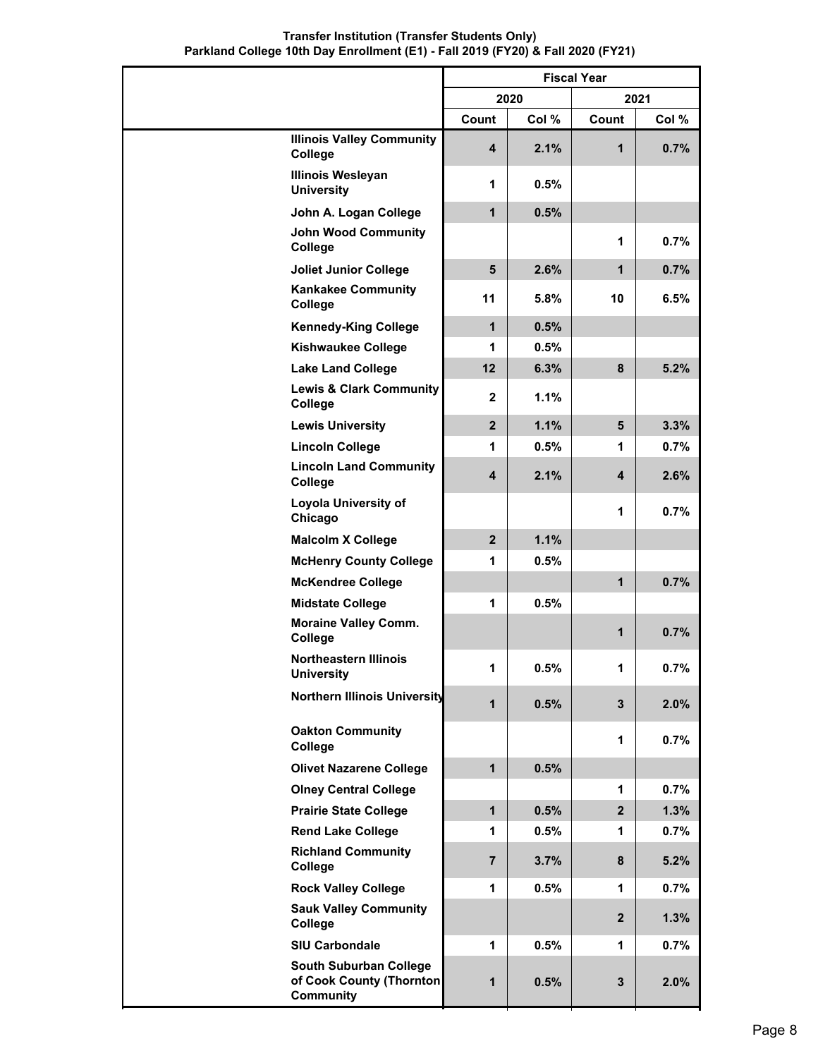**Transfer Institution (Transfer Students Only)**
**Parkland College 10th Day Enrollment (E1) - Fall 2019 (FY20) & Fall 2020 (FY21)**

| | Fiscal Year | | | |
|---|---|---|---|---|
| | 2020 | | 2021 | |
| | Count | Col % | Count | Col % |
| Illinois Valley Community College | 4 | 2.1% | 1 | 0.7% |
| Illinois Wesleyan University | 1 | 0.5% | | |
| John A. Logan College | 1 | 0.5% | | |
| John Wood Community College | | | 1 | 0.7% |
| Joliet Junior College | 5 | 2.6% | 1 | 0.7% |
| Kankakee Community College | 11 | 5.8% | 10 | 6.5% |
| Kennedy-King College | 1 | 0.5% | | |
| Kishwaukee College | 1 | 0.5% | | |
| Lake Land College | 12 | 6.3% | 8 | 5.2% |
| Lewis & Clark Community College | 2 | 1.1% | | |
| Lewis University | 2 | 1.1% | 5 | 3.3% |
| Lincoln College | 1 | 0.5% | 1 | 0.7% |
| Lincoln Land Community College | 4 | 2.1% | 4 | 2.6% |
| Loyola University of Chicago | | | 1 | 0.7% |
| Malcolm X College | 2 | 1.1% | | |
| McHenry County College | 1 | 0.5% | | |
| McKendree College | | | 1 | 0.7% |
| Midstate College | 1 | 0.5% | | |
| Moraine Valley Comm. College | | | 1 | 0.7% |
| Northeastern Illinois University | 1 | 0.5% | 1 | 0.7% |
| Northern Illinois University | 1 | 0.5% | 3 | 2.0% |
| Oakton Community College | | | 1 | 0.7% |
| Olivet Nazarene College | 1 | 0.5% | | |
| Olney Central College | | | 1 | 0.7% |
| Prairie State College | 1 | 0.5% | 2 | 1.3% |
| Rend Lake College | 1 | 0.5% | 1 | 0.7% |
| Richland Community College | 7 | 3.7% | 8 | 5.2% |
| Rock Valley College | 1 | 0.5% | 1 | 0.7% |
| Sauk Valley Community College | | | 2 | 1.3% |
| SIU Carbondale | 1 | 0.5% | 1 | 0.7% |
| South Suburban College of Cook County (Thornton Community | 1 | 0.5% | 3 | 2.0% |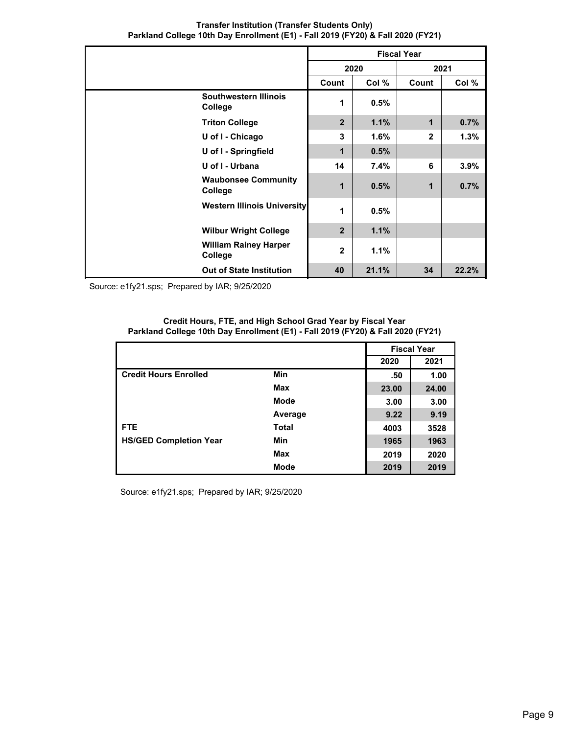**Transfer Institution (Transfer Students Only)**
**Parkland College 10th Day Enrollment (E1) - Fall 2019 (FY20) & Fall 2020 (FY21)**

| | Fiscal Year | | | |
|---|---|---|---|---|
| | 2020 | | 2021 | |
| | Count | Col % | Count | Col % |
| Southwestern Illinois College | 1 | 0.5% | | |
| Triton College | 2 | 1.1% | 1 | 0.7% |
| U of I - Chicago | 3 | 1.6% | 2 | 1.3% |
| U of I - Springfield | 1 | 0.5% | | |
| U of I - Urbana | 14 | 7.4% | 6 | 3.9% |
| Waubonsee Community College | 1 | 0.5% | 1 | 0.7% |
| Western Illinois University | 1 | 0.5% | | |
| Wilbur Wright College | 2 | 1.1% | | |
| William Rainey Harper College | 2 | 1.1% | | |
| Out of State Institution | 40 | 21.1% | 34 | 22.2% |

Source: e1fy21.sps; Prepared by IAR; 9/25/2020

**Credit Hours, FTE, and High School Grad Year by Fiscal Year**
**Parkland College 10th Day Enrollment (E1) - Fall 2019 (FY20) & Fall 2020 (FY21)**

| | | Fiscal Year | |
|---|---|---|---|
| | | 2020 | 2021 |
| Credit Hours Enrolled | Min | .50 | 1.00 |
| | Max | 23.00 | 24.00 |
| | Mode | 3.00 | 3.00 |
| | Average | 9.22 | 9.19 |
| FTE | Total | 4003 | 3528 |
| HS/GED Completion Year | Min | 1965 | 1963 |
| | Max | 2019 | 2020 |
| | Mode | 2019 | 2019 |

Source: e1fy21.sps; Prepared by IAR; 9/25/2020